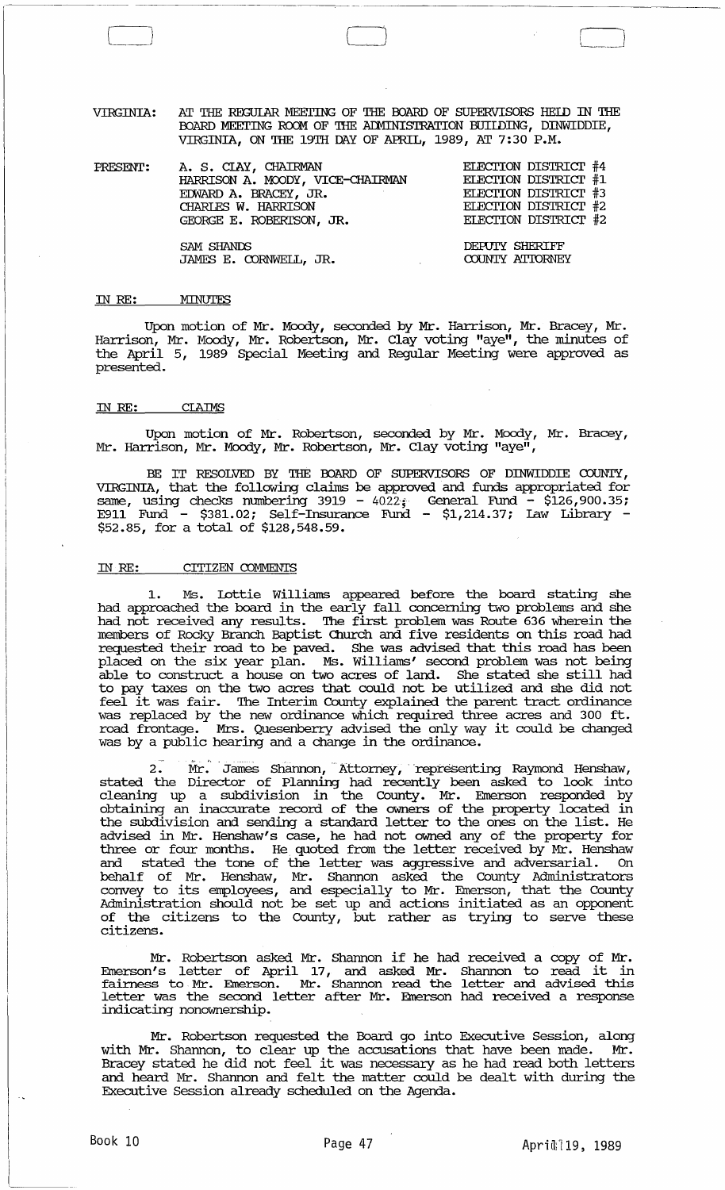VIRGINIA: AT THE REGULAR MEETING OF THE BOARD OF SUPERVISORS HELD IN THE BOARD MEETING ROOM OF THE ADMINISTRATION BUILDING, DINWIDDIE, VIRGINIA, ON THE 19TH DAY OF APRIL, 1989, AT 7:30 P.M.

| PRESENT: | | |
|---|---|---|
| | A. S. CLAY, CHAIRMAN | ELECTION DISTRICT #4 |
| | HARRISON A. MOODY, VICE-CHAIRMAN | ELECTION DISTRICT #1 |
| | EDWARD A. BRACEY, JR. | ELECTION DISTRICT #3 |
| | CHARLES W. HARRISON | ELECTION DISTRICT #2 |
| | GEORGE E. ROBERTSON, JR. | ELECTION DISTRICT #2 |
| | SAM SHANDS | DEPUTY SHERIFF |
| | JAMES E. CORNWELL, JR. | COUNTY ATTORNEY |

IN RE: MINUTES

Upon motion of Mr. Moody, seconded by Mr. Harrison, Mr. Bracey, Mr. Harrison, Mr. Moody, Mr. Robertson, Mr. Clay voting "aye", the minutes of the April 5, 1989 Special Meeting and Regular Meeting were approved as presented.

IN RE: CLAIMS

Upon motion of Mr. Robertson, seconded by Mr. Moody, Mr. Bracey, Mr. Harrison, Mr. Moody, Mr. Robertson, Mr. Clay voting "aye",

BE IT RESOLVED BY THE BOARD OF SUPERVISORS OF DINWIDDIE COUNTY, VIRGINIA, that the following claims be approved and funds appropriated for same, using checks numbering 3919 - 4022; General Fund - $126,900.35; E911 Fund - $381.02; Self-Insurance Fund - $1,214.37; Law Library - $52.85, for a total of $128,548.59.

IN RE: CITIZEN COMMENTS

1. Ms. Lottie Williams appeared before the board stating she had approached the board in the early fall concerning two problems and she had not received any results. The first problem was Route 636 wherein the members of Rocky Branch Baptist Church and five residents on this road had requested their road to be paved. She was advised that this road has been placed on the six year plan. Ms. Williams' second problem was not being able to construct a house on two acres of land. She stated she still had to pay taxes on the two acres that could not be utilized and she did not feel it was fair. The Interim County explained the parent tract ordinance was replaced by the new ordinance which required three acres and 300 ft. road frontage. Mrs. Quesenberry advised the only way it could be changed was by a public hearing and a change in the ordinance.

2. Mr. James Shannon, Attorney, representing Raymond Henshaw, stated the Director of Planning had recently been asked to look into cleaning up a subdivision in the County. Mr. Emerson responded by obtaining an inaccurate record of the owners of the property located in the subdivision and sending a standard letter to the ones on the list. He advised in Mr. Henshaw's case, he had not owned any of the property for three or four months. He quoted from the letter received by Mr. Henshaw and stated the tone of the letter was aggressive and adversarial. On behalf of Mr. Henshaw, Mr. Shannon asked the County Administrators convey to its employees, and especially to Mr. Emerson, that the County Administration should not be set up and actions initiated as an opponent of the citizens to the County, but rather as trying to serve these citizens.

Mr. Robertson asked Mr. Shannon if he had received a copy of Mr. Emerson's letter of April 17, and asked Mr. Shannon to read it in fairness to Mr. Emerson. Mr. Shannon read the letter and advised this letter was the second letter after Mr. Emerson had received a response indicating nonownership.

Mr. Robertson requested the Board go into Executive Session, along with Mr. Shannon, to clear up the accusations that have been made. Mr. Bracey stated he did not feel it was necessary as he had read both letters and heard Mr. Shannon and felt the matter could be dealt with during the Executive Session already scheduled on the Agenda.

Book 10 Page 47 April 19, 1989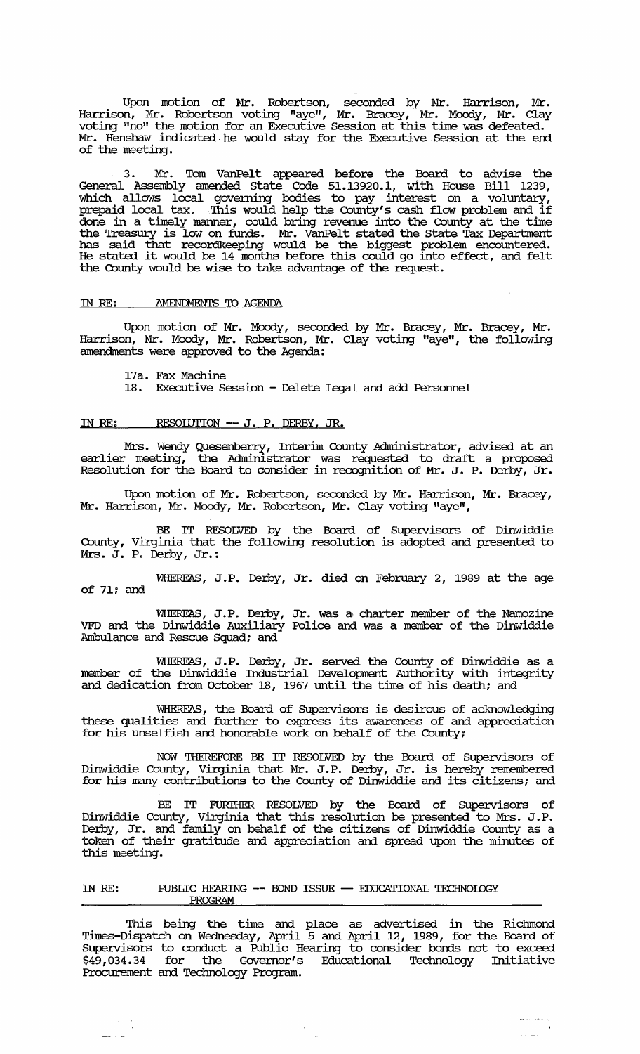Upon motion of Mr. Robertson, seconded by Mr. Harrison, Mr. Harrison, Mr. Robertson voting "aye", Mr. Bracey, Mr. Moody, Mr. Clay voting "no" the motion for an Executive Session at this time was defeated. Mr. Henshaw indicated he would stay for the Executive Session at the end of the meeting.

3. Mr. Tom VanPelt appeared before the Board to advise the General Assembly amended State Code 51.13920.1, with House Bill 1239, which allows local governing bodies to pay interest on a voluntary, prepaid local tax. This would help the County's cash flow problem and if done in a timely manner, could bring revenue into the County at the time the Treasury is low on funds. Mr. VanPelt stated the State Tax Department has said that recordkeeping would be the biggest problem encountered. He stated it would be 14 months before this could go into effect, and felt the County would be wise to take advantage of the request.

IN RE: AMENDMENTS TO AGENDA

Upon motion of Mr. Moody, seconded by Mr. Bracey, Mr. Bracey, Mr. Harrison, Mr. Moody, Mr. Robertson, Mr. Clay voting "aye", the following amendments were approved to the Agenda:

17a. Fax Machine
18. Executive Session - Delete Legal and add Personnel

IN RE: RESOLUTION -- J. P. DERBY, JR.

Mrs. Wendy Quesenberry, Interim County Administrator, advised at an earlier meeting, the Administrator was requested to draft a proposed Resolution for the Board to consider in recognition of Mr. J. P. Derby, Jr.

Upon motion of Mr. Robertson, seconded by Mr. Harrison, Mr. Bracey, Mr. Harrison, Mr. Moody, Mr. Robertson, Mr. Clay voting "aye",

BE IT RESOLVED by the Board of Supervisors of Dinwiddie County, Virginia that the following resolution is adopted and presented to Mrs. J. P. Derby, Jr.:

WHEREAS, J.P. Derby, Jr. died on February 2, 1989 at the age of 71; and

WHEREAS, J.P. Derby, Jr. was a charter member of the Namozine VFD and the Dinwiddie Auxiliary Police and was a member of the Dinwiddie Ambulance and Rescue Squad; and

WHEREAS, J.P. Derby, Jr. served the County of Dinwiddie as a member of the Dinwiddie Industrial Development Authority with integrity and dedication from October 18, 1967 until the time of his death; and

WHEREAS, the Board of Supervisors is desirous of acknowledging these qualities and further to express its awareness of and appreciation for his unselfish and honorable work on behalf of the County;

NOW THEREFORE BE IT RESOLVED by the Board of Supervisors of Dinwiddie County, Virginia that Mr. J.P. Derby, Jr. is hereby remembered for his many contributions to the County of Dinwiddie and its citizens; and

BE IT FURTHER RESOLVED by the Board of Supervisors of Dinwiddie County, Virginia that this resolution be presented to Mrs. J.P. Derby, Jr. and family on behalf of the citizens of Dinwiddie County as a token of their gratitude and appreciation and spread upon the minutes of this meeting.

IN RE: PUBLIC HEARING -- BOND ISSUE -- EDUCATIONAL TECHNOLOGY PROGRAM

This being the time and place as advertised in the Richmond Times-Dispatch on Wednesday, April 5 and April 12, 1989, for the Board of Supervisors to conduct a Public Hearing to consider bonds not to exceed $49,034.34 for the Governor's Educational Technology Initiative Procurement and Technology Program.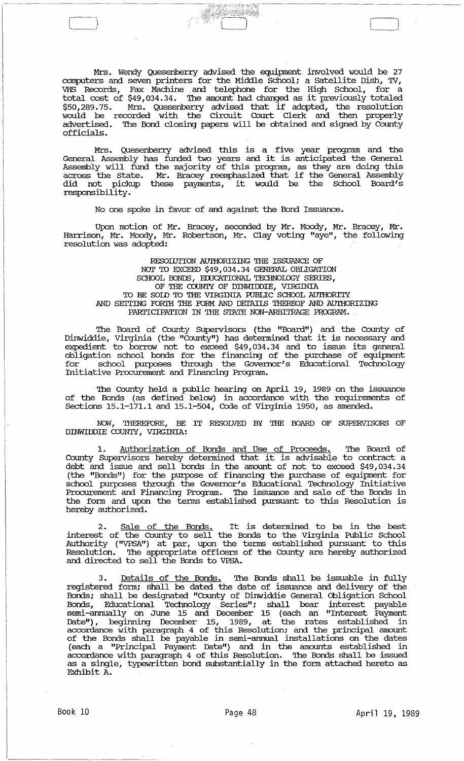Mrs. Wendy Quesenberry advised the equipment involved would be 27 computers and seven printers for the Middle School; a Satellite Dish, TV, VHS Records, Fax Machine and telephone for the High School, for a total cost of $49,034.34. The amount had changed as it previously totaled $50,289.75. Mrs. Quesenberry advised that if adopted, the resolution would be recorded with the Circuit Court Clerk and then properly advertised. The Bond closing papers will be obtained and signed by County officials.

Mrs. Quesenberry advised this is a five year program and the General Assembly has funded two years and it is anticipated the General Assembly will fund the majority of this program, as they are doing this across the State. Mr. Bracey reemphasized that if the General Assembly did not pickup these payments, it would be the School Board's responsibility.

No one spoke in favor of and against the Bond Issuance.

Upon motion of Mr. Bracey, seconded by Mr. Moody, Mr. Bracey, Mr. Harrison, Mr. Moody, Mr. Robertson, Mr. Clay voting "aye", the following resolution was adopted:

RESOLUTION AUTHORIZING THE ISSUANCE OF NOT TO EXCEED $49,034.34 GENERAL OBLIGATION SCHOOL BONDS, EDUCATIONAL TECHNOLOGY SERIES, OF THE COUNTY OF DINWIDDIE, VIRGINIA TO BE SOLD TO THE VIRGINIA PUBLIC SCHOOL AUTHORITY AND SETTING FORTH THE FORM AND DETAILS THEREOF AND AUTHORIZING PARTICIPATION IN THE STATE NON-ARBITRAGE PROGRAM.

The Board of County Supervisors (the "Board") and the County of Dinwiddie, Virginia (the "County") has determined that it is necessary and expedient to borrow not to exceed $49,034.34 and to issue its general obligation school bonds for the financing of the purchase of equipment for school purposes through the Governor's Educational Technology Initiative Procurement and Financing Program.

The County held a public hearing on April 19, 1989 on the issuance of the Bonds (as defined below) in accordance with the requirements of Sections 15.1-171.1 and 15.1-504, Code of Virginia 1950, as amended.

NOW, THEREFORE, BE IT RESOLVED BY THE BOARD OF SUPERVISORS OF DINWIDDIE COUNTY, VIRGINIA:

1. Authorization of Bonds and Use of Proceeds. The Board of County Supervisors hereby determined that it is advisable to contract a debt and issue and sell bonds in the amount of not to exceed $49,034.34 (the "Bonds") for the purpose of financing the purchase of equipment for school purposes through the Governor's Educational Technology Initiative Procurement and Financing Program. The issuance and sale of the Bonds in the form and upon the terms established pursuant to this Resolution is hereby authorized.

2. Sale of the Bonds. It is determined to be in the best interest of the County to sell the Bonds to the Virginia Public School Authority ("VPSA") at par, upon the terms established pursuant to this Resolution. The appropriate officers of the County are hereby authorized and directed to sell the Bonds to VPSA.

3. Details of the Bonds. The Bonds shall be issuable in fully registered form; shall be dated the date of issuance and delivery of the Bonds; shall be designated "County of Dinwiddie General Obligation School Bonds, Educational Technology Series"; shall bear interest payable semi-annually on June 15 and December 15 (each an "Interest Payment Date"), beginning December 15, 1989, at the rates established in accordance with paragraph 4 of this Resolution; and the principal amount of the Bonds shall be payable in semi-annual installations on the dates (each a "Principal Payment Date") and in the amounts established in accordance with paragraph 4 of this Resolution. The Bonds shall be issued as a single, typewritten bond substantially in the form attached hereto as Exhibit A.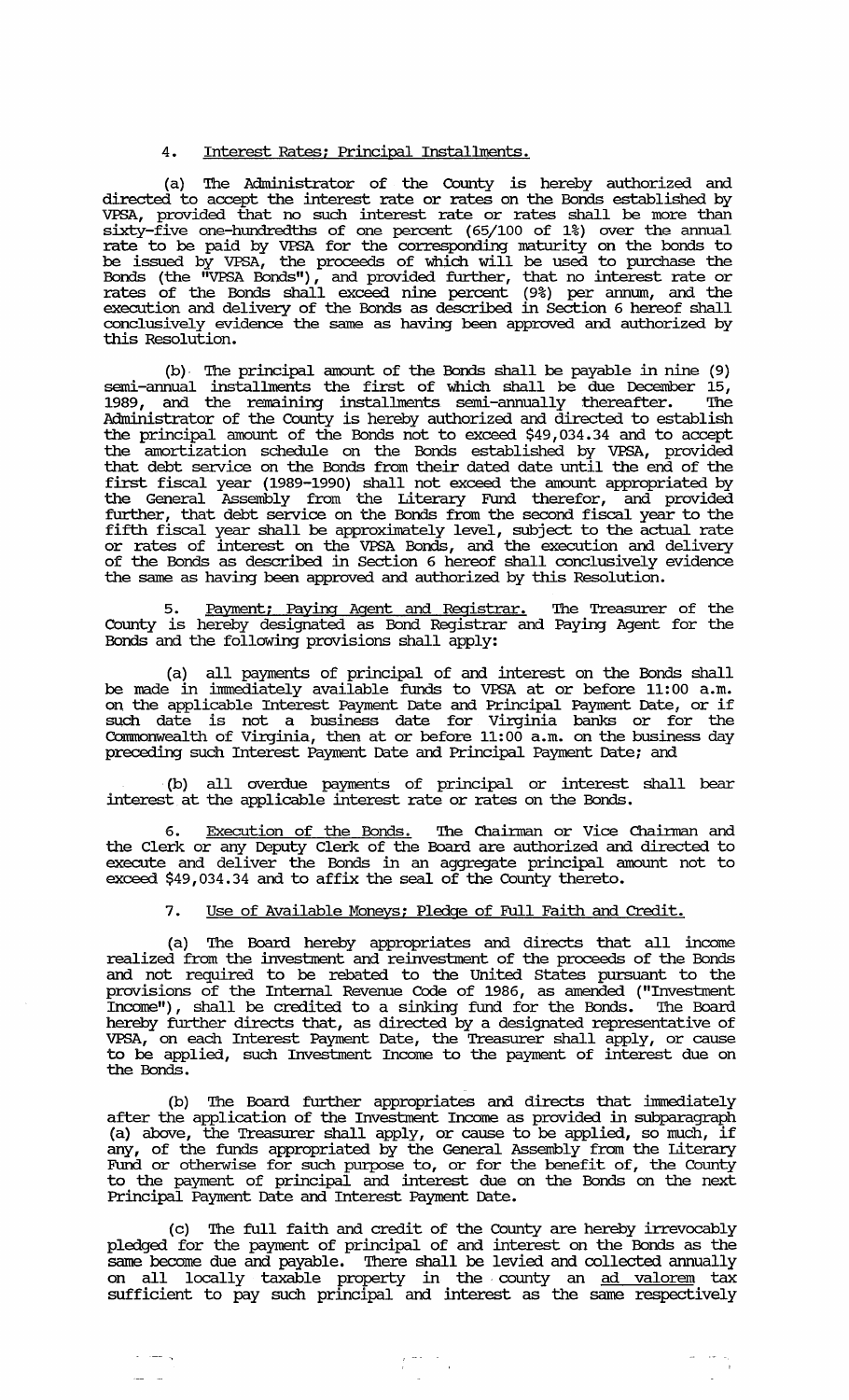4. Interest Rates; Principal Installments.

(a) The Administrator of the County is hereby authorized and directed to accept the interest rate or rates on the Bonds established by VPSA, provided that no such interest rate or rates shall be more than sixty-five one-hundredths of one percent (65/100 of 1%) over the annual rate to be paid by VPSA for the corresponding maturity on the bonds to be issued by VPSA, the proceeds of which will be used to purchase the Bonds (the "VPSA Bonds"), and provided further, that no interest rate or rates of the Bonds shall exceed nine percent (9%) per annum, and the execution and delivery of the Bonds as described in Section 6 hereof shall conclusively evidence the same as having been approved and authorized by this Resolution.

(b) The principal amount of the Bonds shall be payable in nine (9) semi-annual installments the first of which shall be due December 15, 1989, and the remaining installments semi-annually thereafter. The Administrator of the County is hereby authorized and directed to establish the principal amount of the Bonds not to exceed $49,034.34 and to accept the amortization schedule on the Bonds established by VPSA, provided that debt service on the Bonds from their dated date until the end of the first fiscal year (1989-1990) shall not exceed the amount appropriated by the General Assembly from the Literary Fund therefor, and provided further, that debt service on the Bonds from the second fiscal year to the fifth fiscal year shall be approximately level, subject to the actual rate or rates of interest on the VPSA Bonds, and the execution and delivery of the Bonds as described in Section 6 hereof shall conclusively evidence the same as having been approved and authorized by this Resolution.

5. Payment; Paying Agent and Registrar. The Treasurer of the County is hereby designated as Bond Registrar and Paying Agent for the Bonds and the following provisions shall apply:

(a) all payments of principal of and interest on the Bonds shall be made in immediately available funds to VPSA at or before 11:00 a.m. on the applicable Interest Payment Date and Principal Payment Date, or if such date is not a business date for Virginia banks or for the Commonwealth of Virginia, then at or before 11:00 a.m. on the business day preceding such Interest Payment Date and Principal Payment Date; and

(b) all overdue payments of principal or interest shall bear interest at the applicable interest rate or rates on the Bonds.

6. Execution of the Bonds. The Chairman or Vice Chairman and the Clerk or any Deputy Clerk of the Board are authorized and directed to execute and deliver the Bonds in an aggregate principal amount not to exceed $49,034.34 and to affix the seal of the County thereto.

7. Use of Available Moneys; Pledge of Full Faith and Credit.

(a) The Board hereby appropriates and directs that all income realized from the investment and reinvestment of the proceeds of the Bonds and not required to be rebated to the United States pursuant to the provisions of the Internal Revenue Code of 1986, as amended ("Investment Income"), shall be credited to a sinking fund for the Bonds. The Board hereby further directs that, as directed by a designated representative of VPSA, on each Interest Payment Date, the Treasurer shall apply, or cause to be applied, such Investment Income to the payment of interest due on the Bonds.

(b) The Board further appropriates and directs that immediately after the application of the Investment Income as provided in subparagraph (a) above, the Treasurer shall apply, or cause to be applied, so much, if any, of the funds appropriated by the General Assembly from the Literary Fund or otherwise for such purpose to, or for the benefit of, the County to the payment of principal and interest due on the Bonds on the next Principal Payment Date and Interest Payment Date.

(c) The full faith and credit of the County are hereby irrevocably pledged for the payment of principal of and interest on the Bonds as the same become due and payable. There shall be levied and collected annually on all locally taxable property in the county an *ad valorem* tax sufficient to pay such principal and interest as the same respectively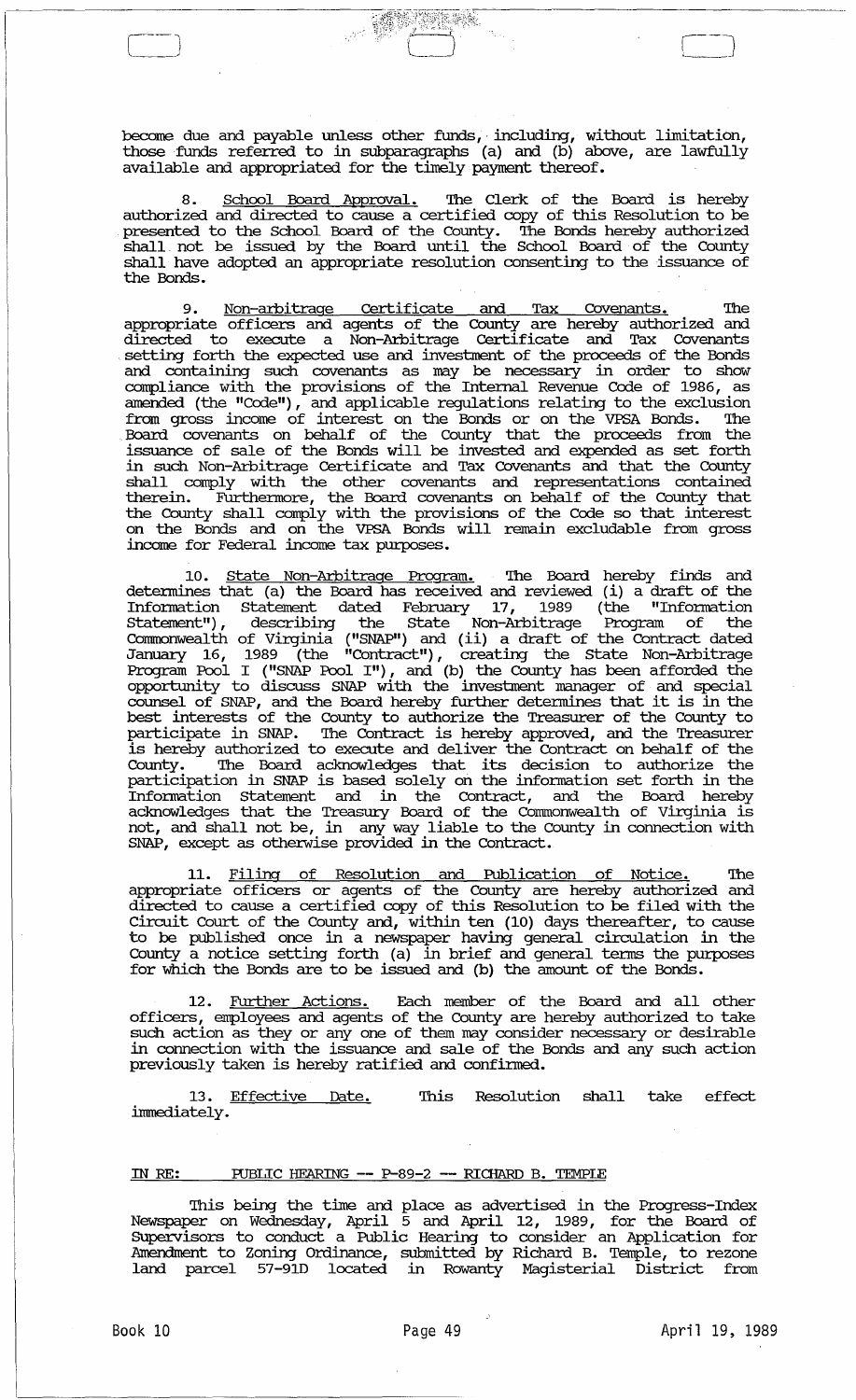become due and payable unless other funds, including, without limitation, those funds referred to in subparagraphs (a) and (b) above, are lawfully available and appropriated for the timely payment thereof.

8. <u>School Board Approval.</u> The Clerk of the Board is hereby authorized and directed to cause a certified copy of this Resolution to be presented to the School Board of the County. The Bonds hereby authorized shall not be issued by the Board until the School Board of the County shall have adopted an appropriate resolution consenting to the issuance of the Bonds.

9. <u>Non-arbitrage Certificate and Tax Covenants.</u> The appropriate officers and agents of the County are hereby authorized and directed to execute a Non-Arbitrage Certificate and Tax Covenants setting forth the expected use and investment of the proceeds of the Bonds and containing such covenants as may be necessary in order to show compliance with the provisions of the Internal Revenue Code of 1986, as amended (the "Code"), and applicable regulations relating to the exclusion from gross income of interest on the Bonds or on the VPSA Bonds. The Board covenants on behalf of the County that the proceeds from the issuance of sale of the Bonds will be invested and expended as set forth in such Non-Arbitrage Certificate and Tax Covenants and that the County shall comply with the other covenants and representations contained therein. Furthermore, the Board covenants on behalf of the County that the County shall comply with the provisions of the Code so that interest on the Bonds and on the VPSA Bonds will remain excludable from gross income for Federal income tax purposes.

10. <u>State Non-Arbitrage Program.</u> The Board hereby finds and determines that (a) the Board has received and reviewed (i) a draft of the Information Statement dated February 17, 1989 (the "Information Statement"), describing the State Non-Arbitrage Program of the Commonwealth of Virginia ("SNAP") and (ii) a draft of the Contract dated January 16, 1989 (the "Contract"), creating the State Non-Arbitrage Program Pool I ("SNAP Pool I"), and (b) the County has been afforded the opportunity to discuss SNAP with the investment manager of and special counsel of SNAP, and the Board hereby further determines that it is in the best interests of the County to authorize the Treasurer of the County to participate in SNAP. The Contract is hereby approved, and the Treasurer is hereby authorized to execute and deliver the Contract on behalf of the County. The Board acknowledges that its decision to authorize the participation in SNAP is based solely on the information set forth in the Information Statement and in the Contract, and the Board hereby acknowledges that the Treasury Board of the Commonwealth of Virginia is not, and shall not be, in any way liable to the County in connection with SNAP, except as otherwise provided in the Contract.

11. <u>Filing of Resolution and Publication of Notice.</u> The appropriate officers or agents of the County are hereby authorized and directed to cause a certified copy of this Resolution to be filed with the Circuit Court of the County and, within ten (10) days thereafter, to cause to be published once in a newspaper having general circulation in the County a notice setting forth (a) in brief and general terms the purposes for which the Bonds are to be issued and (b) the amount of the Bonds.

12. <u>Further Actions.</u> Each member of the Board and all other officers, employees and agents of the County are hereby authorized to take such action as they or any one of them may consider necessary or desirable in connection with the issuance and sale of the Bonds and any such action previously taken is hereby ratified and confirmed.

13. <u>Effective Date.</u> This Resolution shall take effect immediately.

<u>IN RE: PUBLIC HEARING -- P-89-2 -- RICHARD B. TEMPLE</u>

This being the time and place as advertised in the Progress-Index Newspaper on Wednesday, April 5 and April 12, 1989, for the Board of Supervisors to conduct a Public Hearing to consider an Application for Amendment to Zoning Ordinance, submitted by Richard B. Temple, to rezone land parcel 57-91D located in Rowanty Magisterial District from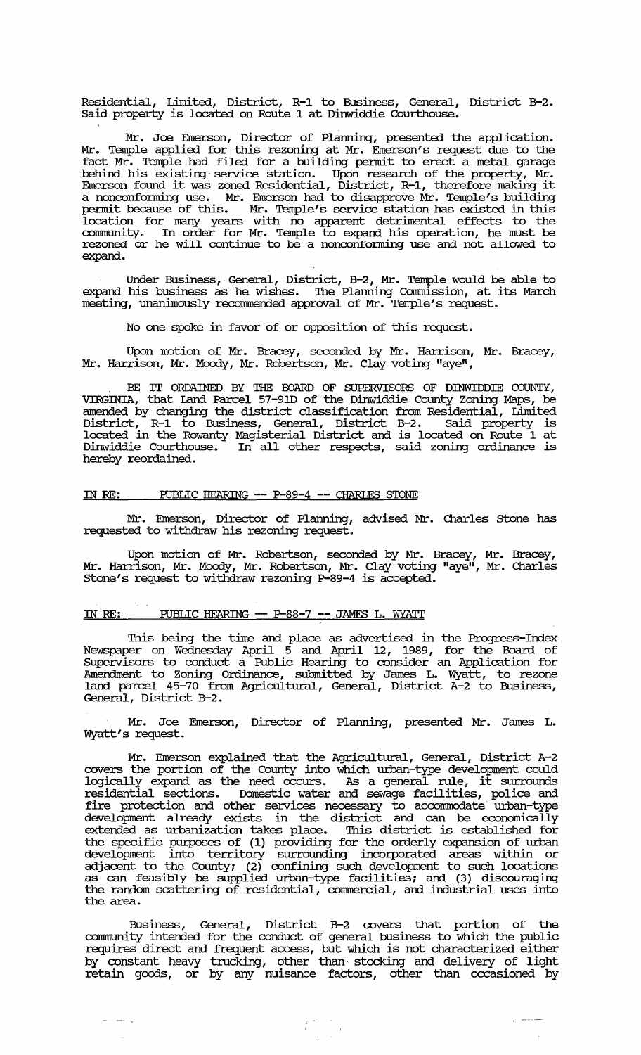Residential, Limited, District, R-1 to Business, General, District B-2. Said property is located on Route 1 at Dinwiddie Courthouse.

Mr. Joe Emerson, Director of Planning, presented the application. Mr. Temple applied for this rezoning at Mr. Emerson's request due to the fact Mr. Temple had filed for a building permit to erect a metal garage behind his existing service station. Upon research of the property, Mr. Emerson found it was zoned Residential, District, R-1, therefore making it a nonconforming use. Mr. Emerson had to disapprove Mr. Temple's building permit because of this. Mr. Temple's service station has existed in this location for many years with no apparent detrimental effects to the community. In order for Mr. Temple to expand his operation, he must be rezoned or he will continue to be a nonconforming use and not allowed to expand.

Under Business, General, District, B-2, Mr. Temple would be able to expand his business as he wishes. The Planning Commission, at its March meeting, unanimously recommended approval of Mr. Temple's request.

No one spoke in favor of or opposition of this request.

Upon motion of Mr. Bracey, seconded by Mr. Harrison, Mr. Bracey, Mr. Harrison, Mr. Moody, Mr. Robertson, Mr. Clay voting "aye",

BE IT ORDAINED BY THE BOARD OF SUPERVISORS OF DINWIDDIE COUNTY, VIRGINIA, that Land Parcel 57-91D of the Dinwiddie County Zoning Maps, be amended by changing the district classification from Residential, Limited District, R-1 to Business, General, District B-2. Said property is located in the Rowanty Magisterial District and is located on Route 1 at Dinwiddie Courthouse. In all other respects, said zoning ordinance is hereby reordained.

IN RE: PUBLIC HEARING -- P-89-4 -- CHARLES STONE

Mr. Emerson, Director of Planning, advised Mr. Charles Stone has requested to withdraw his rezoning request.

Upon motion of Mr. Robertson, seconded by Mr. Bracey, Mr. Bracey, Mr. Harrison, Mr. Moody, Mr. Robertson, Mr. Clay voting "aye", Mr. Charles Stone's request to withdraw rezoning P-89-4 is accepted.

IN RE: PUBLIC HEARING -- P-88-7 -- JAMES L. WYATT

This being the time and place as advertised in the Progress-Index Newspaper on Wednesday April 5 and April 12, 1989, for the Board of Supervisors to conduct a Public Hearing to consider an Application for Amendment to Zoning Ordinance, submitted by James L. Wyatt, to rezone land parcel 45-70 from Agricultural, General, District A-2 to Business, General, District B-2.

Mr. Joe Emerson, Director of Planning, presented Mr. James L. Wyatt's request.

Mr. Emerson explained that the Agricultural, General, District A-2 covers the portion of the County into which urban-type development could logically expand as the need occurs. As a general rule, it surrounds residential sections. Domestic water and sewage facilities, police and fire protection and other services necessary to accommodate urban-type development already exists in the district and can be economically extended as urbanization takes place. This district is established for the specific purposes of (1) providing for the orderly expansion of urban development into territory surrounding incorporated areas within or adjacent to the County; (2) confining such development to such locations as can feasibly be supplied urban-type facilities; and (3) discouraging the random scattering of residential, commercial, and industrial uses into the area.

Business, General, District B-2 covers that portion of the community intended for the conduct of general business to which the public requires direct and frequent access, but which is not characterized either by constant heavy trucking, other than stocking and delivery of light retain goods, or by any nuisance factors, other than occasioned by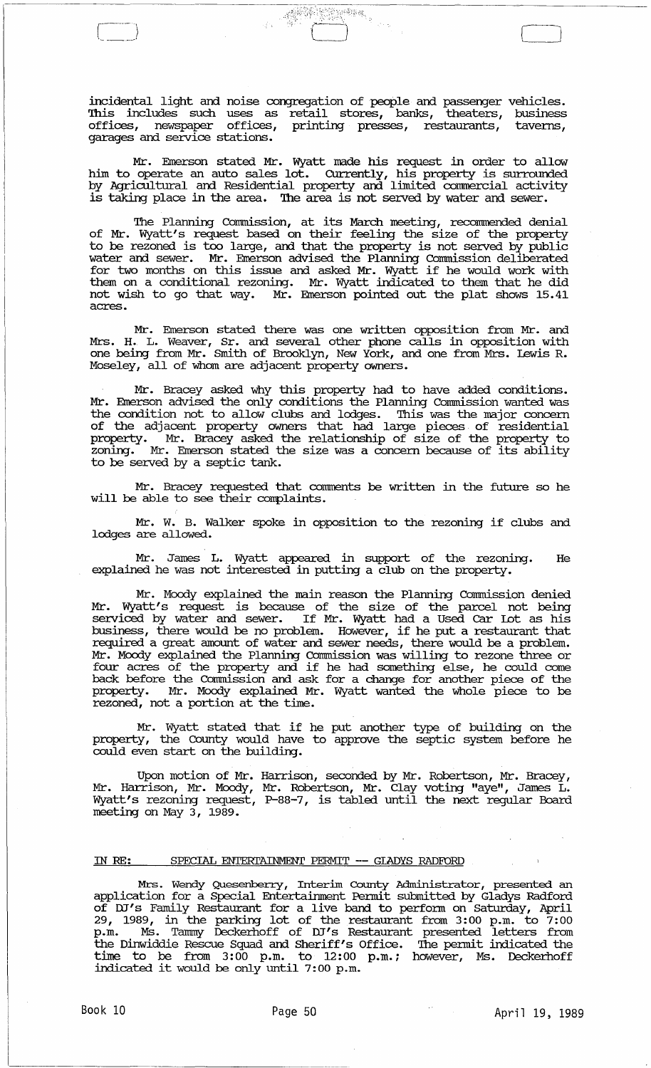incidental light and noise congregation of people and passenger vehicles. This includes such uses as retail stores, banks, theaters, business offices, newspaper offices, printing presses, restaurants, taverns, garages and service stations.

Mr. Emerson stated Mr. Wyatt made his request in order to allow him to operate an auto sales lot. Currently, his property is surrounded by Agricultural and Residential property and limited commercial activity is taking place in the area. The area is not served by water and sewer.

The Planning Commission, at its March meeting, recommended denial of Mr. Wyatt's request based on their feeling the size of the property to be rezoned is too large, and that the property is not served by public water and sewer. Mr. Emerson advised the Planning Commission deliberated for two months on this issue and asked Mr. Wyatt if he would work with them on a conditional rezoning. Mr. Wyatt indicated to them that he did not wish to go that way. Mr. Emerson pointed out the plat shows 15.41 acres.

Mr. Emerson stated there was one written opposition from Mr. and Mrs. H. L. Weaver, Sr. and several other phone calls in opposition with one being from Mr. Smith of Brooklyn, New York, and one from Mrs. Lewis R. Moseley, all of whom are adjacent property owners.

Mr. Bracey asked why this property had to have added conditions. Mr. Emerson advised the only conditions the Planning Commission wanted was the condition not to allow clubs and lodges. This was the major concern of the adjacent property owners that had large pieces of residential property. Mr. Bracey asked the relationship of size of the property to zoning. Mr. Emerson stated the size was a concern because of its ability to be served by a septic tank.

Mr. Bracey requested that comments be written in the future so he will be able to see their complaints.

Mr. W. B. Walker spoke in opposition to the rezoning if clubs and lodges are allowed.

Mr. James L. Wyatt appeared in support of the rezoning. He explained he was not interested in putting a club on the property.

Mr. Moody explained the main reason the Planning Commission denied Mr. Wyatt's request is because of the size of the parcel not being serviced by water and sewer. If Mr. Wyatt had a Used Car Lot as his business, there would be no problem. However, if he put a restaurant that required a great amount of water and sewer needs, there would be a problem. Mr. Moody explained the Planning Commission was willing to rezone three or four acres of the property and if he had something else, he could come back before the Commission and ask for a change for another piece of the property. Mr. Moody explained Mr. Wyatt wanted the whole piece to be rezoned, not a portion at the time.

Mr. Wyatt stated that if he put another type of building on the property, the County would have to approve the septic system before he could even start on the building.

Upon motion of Mr. Harrison, seconded by Mr. Robertson, Mr. Bracey, Mr. Harrison, Mr. Moody, Mr. Robertson, Mr. Clay voting "aye", James L. Wyatt's rezoning request, P-88-7, is tabled until the next regular Board meeting on May 3, 1989.

IN RE: SPECIAL ENTERTAINMENT PERMIT -- GLADYS RADFORD

Mrs. Wendy Quesenberry, Interim County Administrator, presented an application for a Special Entertainment Permit submitted by Gladys Radford of DJ's Family Restaurant for a live band to perform on Saturday, April 29, 1989, in the parking lot of the restaurant from 3:00 p.m. to 7:00 p.m. Ms. Tammy Deckerhoff of DJ's Restaurant presented letters from the Dinwiddie Rescue Squad and Sheriff's Office. The permit indicated the time to be from 3:00 p.m. to 12:00 p.m.; however, Ms. Deckerhoff indicated it would be only until 7:00 p.m.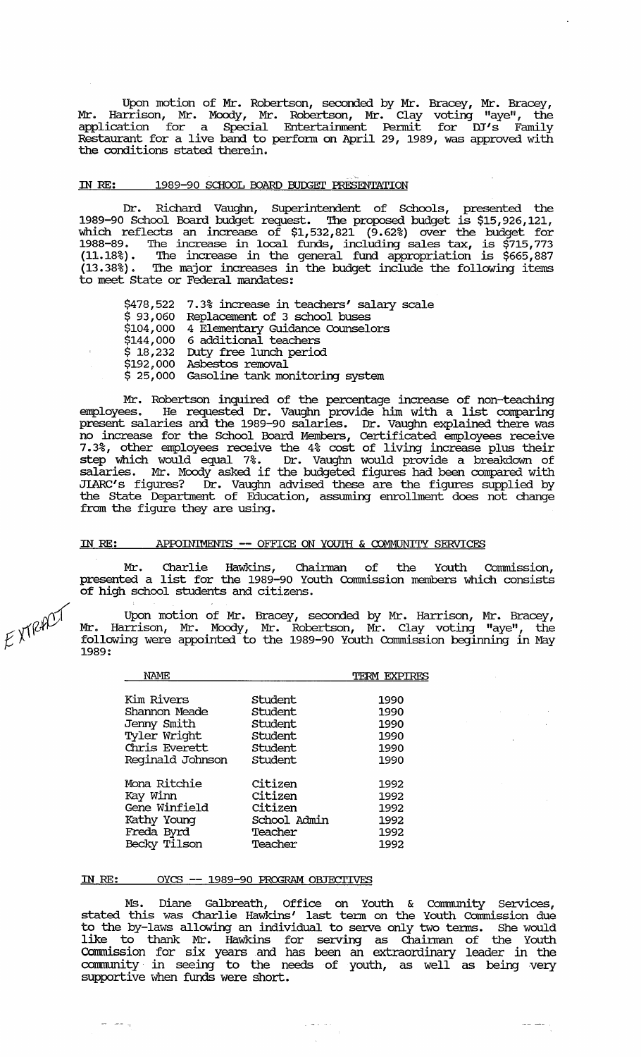Upon motion of Mr. Robertson, seconded by Mr. Bracey, Mr. Bracey, Mr. Harrison, Mr. Moody, Mr. Robertson, Mr. Clay voting "aye", the application for a Special Entertainment Permit for DJ's Family Restaurant for a live band to perform on April 29, 1989, was approved with the conditions stated therein.

IN RE: 1989-90 SCHOOL BOARD BUDGET PRESENTATION

Dr. Richard Vaughn, Superintendent of Schools, presented the 1989-90 School Board budget request. The proposed budget is $15,926,121, which reflects an increase of $1,532,821 (9.62%) over the budget for 1988-89. The increase in local funds, including sales tax, is $715,773 (11.18%). The increase in the general fund appropriation is $665,887 (13.38%). The major increases in the budget include the following items to meet State or Federal mandates:

| | |
|---|---|
| $478,522 | 7.3% increase in teachers' salary scale |
| $ 93,060 | Replacement of 3 school buses |
| $104,000 | 4 Elementary Guidance Counselors |
| $144,000 | 6 additional teachers |
| $ 18,232 | Duty free lunch period |
| $192,000 | Asbestos removal |
| $ 25,000 | Gasoline tank monitoring system |

Mr. Robertson inquired of the percentage increase of non-teaching employees. He requested Dr. Vaughn provide him with a list comparing present salaries and the 1989-90 salaries. Dr. Vaughn explained there was no increase for the School Board Members, Certificated employees receive 7.3%, other employees receive the 4% cost of living increase plus their step which would equal 7%. Dr. Vaughn would provide a breakdown of salaries. Mr. Moody asked if the budgeted figures had been compared with JLARC's figures? Dr. Vaughn advised these are the figures supplied by the State Department of Education, assuming enrollment does not change from the figure they are using.

IN RE: APPOINTMENTS -- OFFICE ON YOUTH & COMMUNITY SERVICES

Mr. Charlie Hawkins, Chairman of the Youth Commission, presented a list for the 1989-90 Youth Commission members which consists of high school students and citizens.

EXTRACT

Upon motion of Mr. Bracey, seconded by Mr. Harrison, Mr. Bracey, Mr. Harrison, Mr. Moody, Mr. Robertson, Mr. Clay voting "aye", the following were appointed to the 1989-90 Youth Commission beginning in May 1989:

| NAME | | TERM EXPIRES |
|---|---|---|
| Kim Rivers | Student | 1990 |
| Shannon Meade | Student | 1990 |
| Jenny Smith | Student | 1990 |
| Tyler Wright | Student | 1990 |
| Chris Everett | Student | 1990 |
| Reginald Johnson | Student | 1990 |
| Mona Ritchie | Citizen | 1992 |
| Kay Winn | Citizen | 1992 |
| Gene Winfield | Citizen | 1992 |
| Kathy Young | School Admin | 1992 |
| Freda Byrd | Teacher | 1992 |
| Becky Tilson | Teacher | 1992 |

IN RE: OYCS -- 1989-90 PROGRAM OBJECTIVES

Ms. Diane Galbreath, Office on Youth & Community Services, stated this was Charlie Hawkins' last term on the Youth Commission due to the by-laws allowing an individual to serve only two terms. She would like to thank Mr. Hawkins for serving as Chairman of the Youth Commission for six years and has been an extraordinary leader in the community in seeing to the needs of youth, as well as being very supportive when funds were short.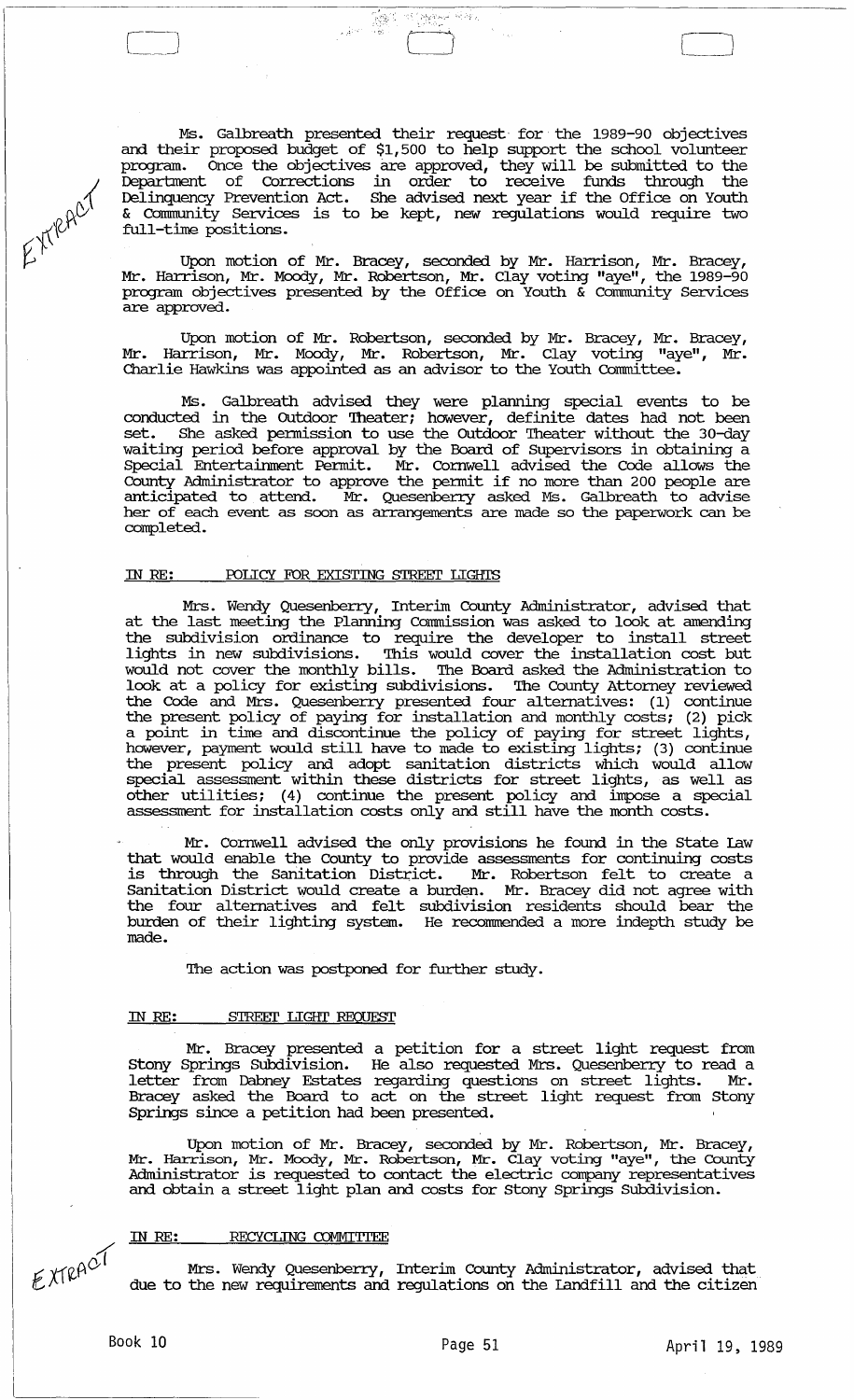Ms. Galbreath presented their request for the 1989-90 objectives and their proposed budget of $1,500 to help support the school volunteer program. Once the objectives are approved, they will be submitted to the Department of Corrections in order to receive funds through the Delinquency Prevention Act. She advised next year if the Office on Youth & Community Services is to be kept, new regulations would require two full-time positions.

EXTRACT

Upon motion of Mr. Bracey, seconded by Mr. Harrison, Mr. Bracey, Mr. Harrison, Mr. Moody, Mr. Robertson, Mr. Clay voting "aye", the 1989-90 program objectives presented by the Office on Youth & Community Services are approved.

Upon motion of Mr. Robertson, seconded by Mr. Bracey, Mr. Bracey, Mr. Harrison, Mr. Moody, Mr. Robertson, Mr. Clay voting "aye", Mr. Charlie Hawkins was appointed as an advisor to the Youth Committee.

Ms. Galbreath advised they were planning special events to be conducted in the Outdoor Theater; however, definite dates had not been set. She asked permission to use the Outdoor Theater without the 30-day waiting period before approval by the Board of Supervisors in obtaining a Special Entertainment Permit. Mr. Cornwell advised the Code allows the County Administrator to approve the permit if no more than 200 people are anticipated to attend. Mr. Quesenberry asked Ms. Galbreath to advise her of each event as soon as arrangements are made so the paperwork can be completed.

## IN RE: POLICY FOR EXISTING STREET LIGHTS

Mrs. Wendy Quesenberry, Interim County Administrator, advised that at the last meeting the Planning Commission was asked to look at amending the subdivision ordinance to require the developer to install street lights in new subdivisions. This would cover the installation cost but would not cover the monthly bills. The Board asked the Administration to look at a policy for existing subdivisions. The County Attorney reviewed the Code and Mrs. Quesenberry presented four alternatives: (1) continue the present policy of paying for installation and monthly costs; (2) pick a point in time and discontinue the policy of paying for street lights, however, payment would still have to made to existing lights; (3) continue the present policy and adopt sanitation districts which would allow special assessment within these districts for street lights, as well as other utilities; (4) continue the present policy and impose a special assessment for installation costs only and still have the month costs.

Mr. Cornwell advised the only provisions he found in the State Law that would enable the County to provide assessments for continuing costs is through the Sanitation District. Mr. Robertson felt to create a Sanitation District would create a burden. Mr. Bracey did not agree with the four alternatives and felt subdivision residents should bear the burden of their lighting system. He recommended a more indepth study be made.

The action was postponed for further study.

## IN RE: STREET LIGHT REQUEST

Mr. Bracey presented a petition for a street light request from Stony Springs Subdivision. He also requested Mrs. Quesenberry to read a letter from Dabney Estates regarding questions on street lights. Mr. Bracey asked the Board to act on the street light request from Stony Springs since a petition had been presented.

Upon motion of Mr. Bracey, seconded by Mr. Robertson, Mr. Bracey, Mr. Harrison, Mr. Moody, Mr. Robertson, Mr. Clay voting "aye", the County Administrator is requested to contact the electric company representatives and obtain a street light plan and costs for Stony Springs Subdivision.

## IN RE: RECYCLING COMMITTEE

EXTRACT

Mrs. Wendy Quesenberry, Interim County Administrator, advised that due to the new requirements and regulations on the Landfill and the citizen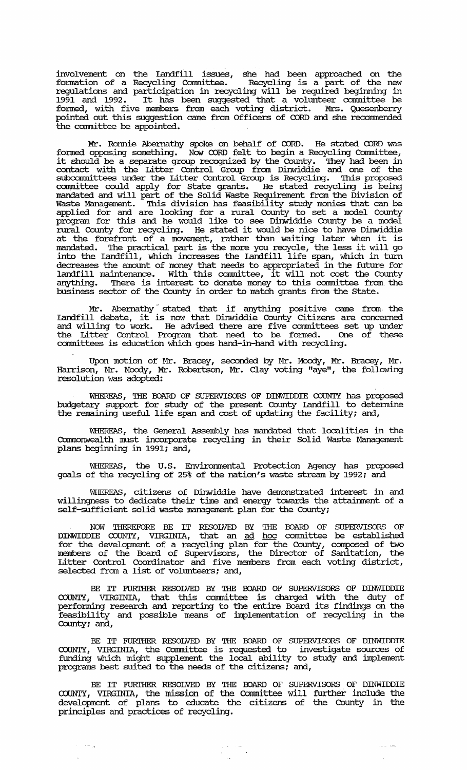involvement on the Landfill issues, she had been approached on the formation of a Recycling Committee. Recycling is a part of the new regulations and participation in recycling will be required beginning in 1991 and 1992. It has been suggested that a volunteer committee be formed, with five members from each voting district. Mrs. Quesenberry pointed out this suggestion came from Officers of CORD and she recommended the committee be appointed.

Mr. Ronnie Abernathy spoke on behalf of CORD. He stated CORD was formed opposing something. Now CORD felt to begin a Recycling Committee, it should be a separate group recognized by the County. They had been in contact with the Litter Control Group from Dinwiddie and one of the subcommittees under the Litter Control Group is Recycling. This proposed committee could apply for State grants. He stated recycling is being mandated and will part of the Solid Waste Requirement from the Division of Waste Management. This division has feasibility study monies that can be applied for and are looking for a rural County to set a model County program for this and he would like to see Dinwiddie County be a model rural County for recycling. He stated it would be nice to have Dinwiddie at the forefront of a movement, rather than waiting later when it is mandated. The practical part is the more you recycle, the less it will go into the Landfill, which increases the Landfill life span, which in turn decreases the amount of money that needs to appropriated in the future for landfill maintenance. With this committee, it will not cost the County anything. There is interest to donate money to this committee from the business sector of the County in order to match grants from the State.

Mr. Abernathy stated that if anything positive came from the Landfill debate, it is now that Dinwiddie County Citizens are concerned and willing to work. He advised there are five committees set up under the Litter Control Program that need to be formed. One of these committees is education which goes hand-in-hand with recycling.

Upon motion of Mr. Bracey, seconded by Mr. Moody, Mr. Bracey, Mr. Harrison, Mr. Moody, Mr. Robertson, Mr. Clay voting "aye", the following resolution was adopted:

WHEREAS, THE BOARD OF SUPERVISORS OF DINWIDDIE COUNTY has proposed budgetary support for study of the present County Landfill to determine the remaining useful life span and cost of updating the facility; and,

WHEREAS, the General Assembly has mandated that localities in the Commonwealth must incorporate recycling in their Solid Waste Management plans beginning in 1991; and,

WHEREAS, the U.S. Environmental Protection Agency has proposed goals of the recycling of 25% of the nation's waste stream by 1992; and

WHEREAS, citizens of Dinwiddie have demonstrated interest in and willingness to dedicate their time and energy towards the attainment of a self-sufficient solid waste management plan for the County;

NOW THEREFORE BE IT RESOLVED BY THE BOARD OF SUPERVISORS OF DINWIDDIE COUNTY, VIRGINIA, that an <u>ad hoc</u> committee be established for the development of a recycling plan for the County, composed of two members of the Board of Supervisors, the Director of Sanitation, the Litter Control Coordinator and five members from each voting district, selected from a list of volunteers; and,

BE IT FURTHER RESOLVED BY THE BOARD OF SUPERVISORS OF DINWIDDIE COUNTY, VIRGINIA, that this committee is charged with the duty of performing research and reporting to the entire Board its findings on the feasibility and possible means of implementation of recycling in the County; and,

BE IT FURTHER RESOLVED BY THE BOARD OF SUPERVISORS OF DINWIDDIE COUNTY, VIRGINIA, the Committee is requested to investigate sources of funding which might supplement the local ability to study and implement programs best suited to the needs of the citizens; and,

BE IT FURTHER RESOLVED BY THE BOARD OF SUPERVISORS OF DINWIDDIE COUNTY, VIRGINIA, the mission of the Committee will further include the development of plans to educate the citizens of the County in the principles and practices of recycling.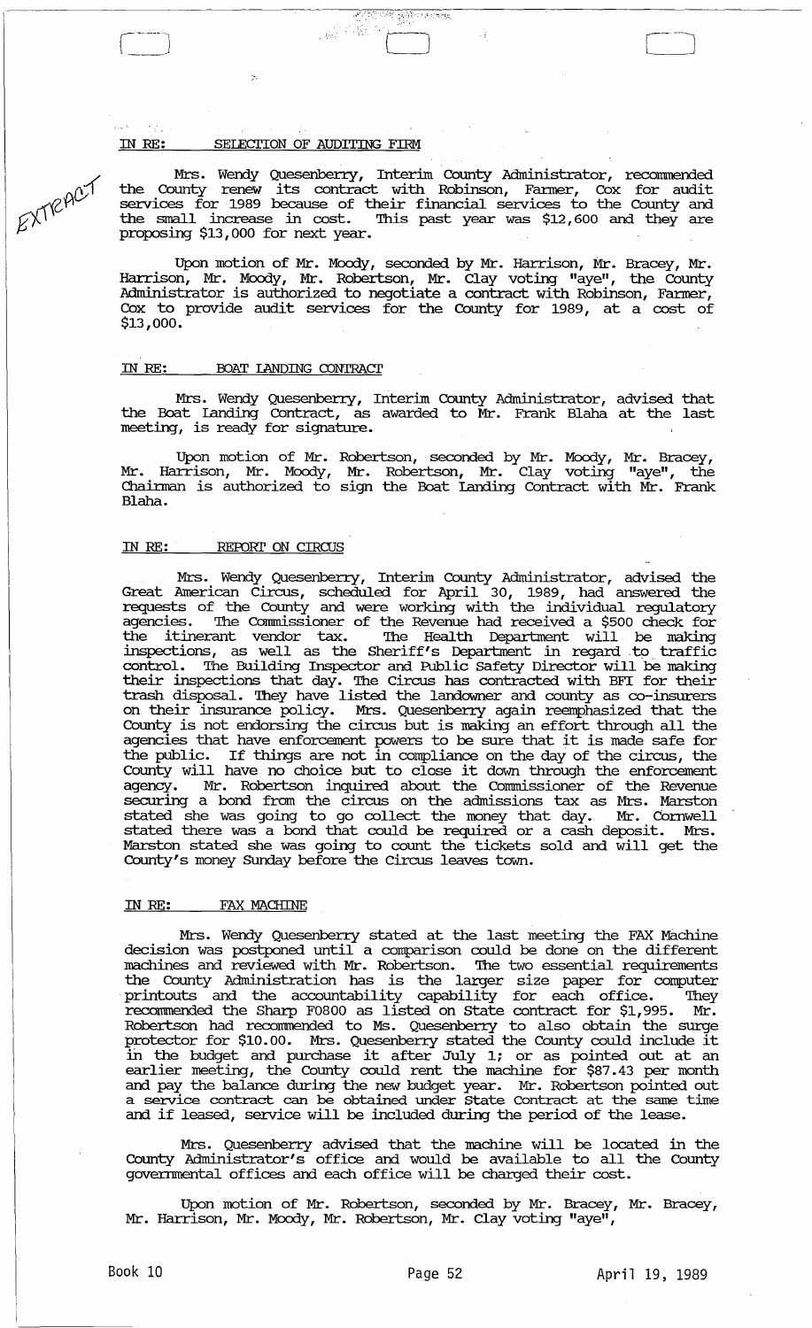EXTRACT

IN RE: SELECTION OF AUDITING FIRM

Mrs. Wendy Quesenberry, Interim County Administrator, recommended the County renew its contract with Robinson, Farmer, Cox for audit services for 1989 because of their financial services to the County and the small increase in cost. This past year was $12,600 and they are proposing $13,000 for next year.

Upon motion of Mr. Moody, seconded by Mr. Harrison, Mr. Bracey, Mr. Harrison, Mr. Moody, Mr. Robertson, Mr. Clay voting "aye", the County Administrator is authorized to negotiate a contract with Robinson, Farmer, Cox to provide audit services for the County for 1989, at a cost of $13,000.

IN RE: BOAT LANDING CONTRACT

Mrs. Wendy Quesenberry, Interim County Administrator, advised that the Boat Landing Contract, as awarded to Mr. Frank Blaha at the last meeting, is ready for signature.

Upon motion of Mr. Robertson, seconded by Mr. Moody, Mr. Bracey, Mr. Harrison, Mr. Moody, Mr. Robertson, Mr. Clay voting "aye", the Chairman is authorized to sign the Boat Landing Contract with Mr. Frank Blaha.

IN RE: REPORT ON CIRCUS

Mrs. Wendy Quesenberry, Interim County Administrator, advised the Great American Circus, scheduled for April 30, 1989, had answered the requests of the County and were working with the individual regulatory agencies. The Commissioner of the Revenue had received a $500 check for the itinerant vendor tax. The Health Department will be making inspections, as well as the Sheriff's Department in regard to traffic control. The Building Inspector and Public Safety Director will be making their inspections that day. The Circus has contracted with BFI for their trash disposal. They have listed the landowner and county as co-insurers on their insurance policy. Mrs. Quesenberry again reemphasized that the County is not endorsing the circus but is making an effort through all the agencies that have enforcement powers to be sure that it is made safe for the public. If things are not in compliance on the day of the circus, the County will have no choice but to close it down through the enforcement agency. Mr. Robertson inquired about the Commissioner of the Revenue securing a bond from the circus on the admissions tax as Mrs. Marston stated she was going to go collect the money that day. Mr. Cornwell stated there was a bond that could be required or a cash deposit. Mrs. Marston stated she was going to count the tickets sold and will get the County's money Sunday before the Circus leaves town.

IN RE: FAX MACHINE

Mrs. Wendy Quesenberry stated at the last meeting the FAX Machine decision was postponed until a comparison could be done on the different machines and reviewed with Mr. Robertson. The two essential requirements the County Administration has is the larger size paper for computer printouts and the accountability capability for each office. They recommended the Sharp FO800 as listed on State contract for $1,995. Mr. Robertson had recommended to Ms. Quesenberry to also obtain the surge protector for $10.00. Mrs. Quesenberry stated the County could include it in the budget and purchase it after July 1; or as pointed out at an earlier meeting, the County could rent the machine for $87.43 per month and pay the balance during the new budget year. Mr. Robertson pointed out a service contract can be obtained under State Contract at the same time and if leased, service will be included during the period of the lease.

Mrs. Quesenberry advised that the machine will be located in the County Administrator's office and would be available to all the County governmental offices and each office will be charged their cost.

Upon motion of Mr. Robertson, seconded by Mr. Bracey, Mr. Bracey, Mr. Harrison, Mr. Moody, Mr. Robertson, Mr. Clay voting "aye",

Book 10 Page 52 April 19, 1989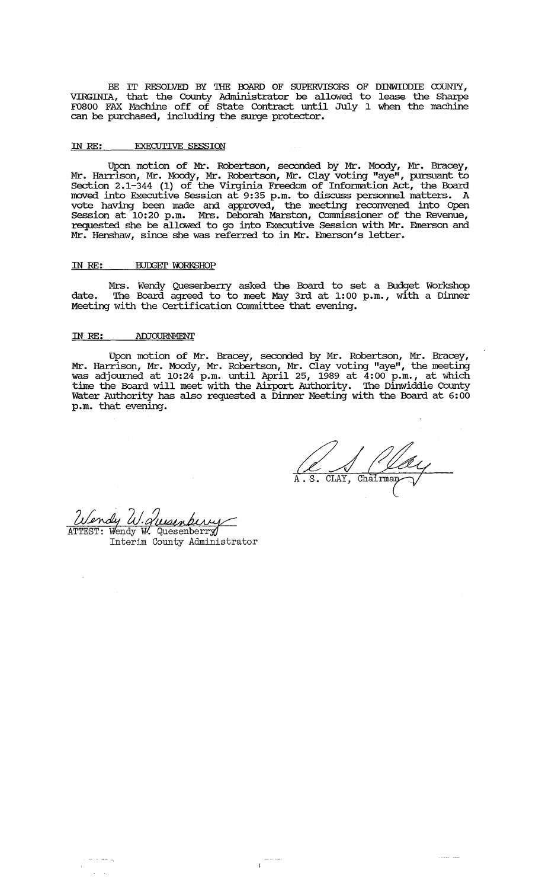BE IT RESOLVED BY THE BOARD OF SUPERVISORS OF DINWIDDIE COUNTY, VIRGINIA, that the County Administrator be allowed to lease the Sharpe F0800 FAX Machine off of State Contract until July 1 when the machine can be purchased, including the surge protector.

IN RE: EXECUTIVE SESSION

Upon motion of Mr. Robertson, seconded by Mr. Moody, Mr. Bracey, Mr. Harrison, Mr. Moody, Mr. Robertson, Mr. Clay voting "aye", pursuant to Section 2.1-344 (1) of the Virginia Freedom of Information Act, the Board moved into Executive Session at 9:35 p.m. to discuss personnel matters. A vote having been made and approved, the meeting reconvened into Open Session at 10:20 p.m. Mrs. Deborah Marston, Commissioner of the Revenue, requested she be allowed to go into Executive Session with Mr. Emerson and Mr. Henshaw, since she was referred to in Mr. Emerson's letter.

IN RE: BUDGET WORKSHOP

Mrs. Wendy Quesenberry asked the Board to set a Budget Workshop date. The Board agreed to to meet May 3rd at 1:00 p.m., with a Dinner Meeting with the Certification Committee that evening.

IN RE: ADJOURNMENT

Upon motion of Mr. Bracey, seconded by Mr. Robertson, Mr. Bracey, Mr. Harrison, Mr. Moody, Mr. Robertson, Mr. Clay voting "aye", the meeting was adjourned at 10:24 p.m. until April 25, 1989 at 4:00 p.m., at which time the Board will meet with the Airport Authority. The Dinwiddie County Water Authority has also requested a Dinner Meeting with the Board at 6:00 p.m. that evening.

A. S. CLAY, Chairman

ATTEST: Wendy W. Quesenberry
Interim County Administrator